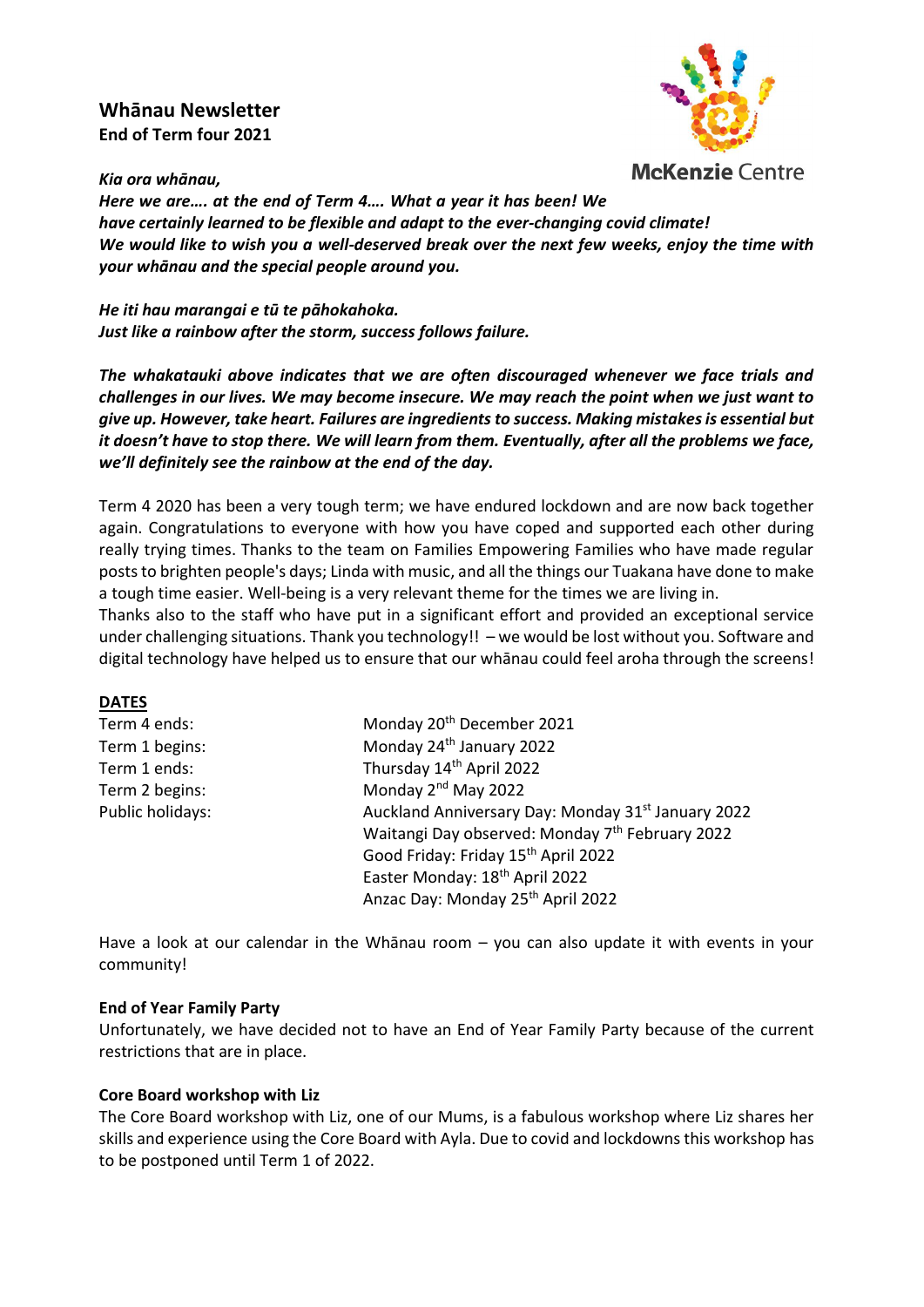# Whānau Newsletter

**End of Term four 2021**

McKenzie Centre

***Kia ora whānau,***

***Here we are…. at the end of Term 4…. What a year it has been! We have certainly learned to be flexible and adapt to the ever-changing covid climate! We would like to wish you a well-deserved break over the next few weeks, enjoy the time with your whānau and the special people around you.***

***He iti hau marangai e tū te pāhokahoka.***
***Just like a rainbow after the storm, success follows failure.***

***The whakatauki above indicates that we are often discouraged whenever we face trials and challenges in our lives. We may become insecure. We may reach the point when we just want to give up. However, take heart. Failures are ingredients to success. Making mistakes is essential but it doesn't have to stop there. We will learn from them. Eventually, after all the problems we face, we'll definitely see the rainbow at the end of the day.***

Term 4 2020 has been a very tough term; we have endured lockdown and are now back together again. Congratulations to everyone with how you have coped and supported each other during really trying times. Thanks to the team on Families Empowering Families who have made regular posts to brighten people's days; Linda with music, and all the things our Tuakana have done to make a tough time easier. Well-being is a very relevant theme for the times we are living in.
Thanks also to the staff who have put in a significant effort and provided an exceptional service under challenging situations. Thank you technology!! – we would be lost without you. Software and digital technology have helped us to ensure that our whānau could feel aroha through the screens!

## DATES

| | |
|---|---|
| Term 4 ends: | Monday 20th December 2021 |
| Term 1 begins: | Monday 24th January 2022 |
| Term 1 ends: | Thursday 14th April 2022 |
| Term 2 begins: | Monday 2nd May 2022 |
| Public holidays: | Auckland Anniversary Day: Monday 31st January 2022 |
| | Waitangi Day observed: Monday 7th February 2022 |
| | Good Friday: Friday 15th April 2022 |
| | Easter Monday: 18th April 2022 |
| | Anzac Day: Monday 25th April 2022 |

Have a look at our calendar in the Whānau room – you can also update it with events in your community!

**End of Year Family Party**

Unfortunately, we have decided not to have an End of Year Family Party because of the current restrictions that are in place.

**Core Board workshop with Liz**

The Core Board workshop with Liz, one of our Mums, is a fabulous workshop where Liz shares her skills and experience using the Core Board with Ayla. Due to covid and lockdowns this workshop has to be postponed until Term 1 of 2022.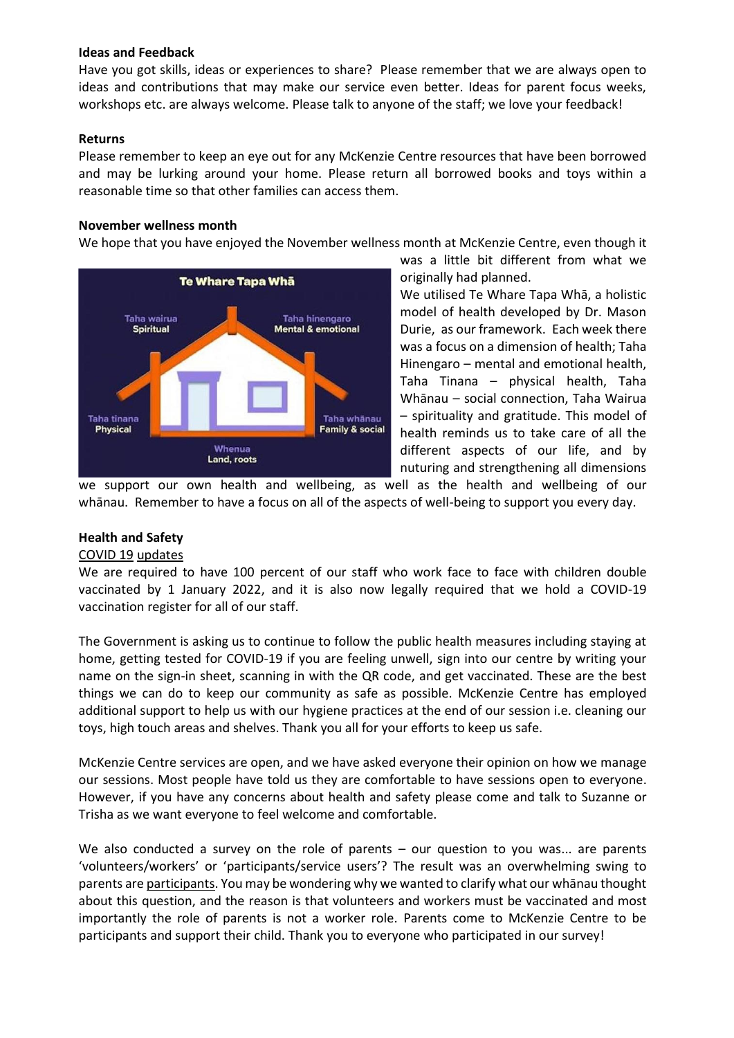**Ideas and Feedback**

Have you got skills, ideas or experiences to share? Please remember that we are always open to ideas and contributions that may make our service even better. Ideas for parent focus weeks, workshops etc. are always welcome. Please talk to anyone of the staff; we love your feedback!

**Returns**

Please remember to keep an eye out for any McKenzie Centre resources that have been borrowed and may be lurking around your home. Please return all borrowed books and toys within a reasonable time so that other families can access them.

**November wellness month**

We hope that you have enjoyed the November wellness month at McKenzie Centre, even though it was a little bit different from what we originally had planned.

We utilised Te Whare Tapa Whā, a holistic model of health developed by Dr. Mason Durie, as our framework. Each week there was a focus on a dimension of health; Taha Hinengaro – mental and emotional health, Taha Tinana – physical health, Taha Whānau – social connection, Taha Wairua – spirituality and gratitude. This model of health reminds us to take care of all the different aspects of our life, and by nuturing and strengthening all dimensions we support our own health and wellbeing, as well as the health and wellbeing of our whānau. Remember to have a focus on all of the aspects of well-being to support you every day.

**Health and Safety**

COVID 19 updates

We are required to have 100 percent of our staff who work face to face with children double vaccinated by 1 January 2022, and it is also now legally required that we hold a COVID-19 vaccination register for all of our staff.

The Government is asking us to continue to follow the public health measures including staying at home, getting tested for COVID-19 if you are feeling unwell, sign into our centre by writing your name on the sign-in sheet, scanning in with the QR code, and get vaccinated. These are the best things we can do to keep our community as safe as possible. McKenzie Centre has employed additional support to help us with our hygiene practices at the end of our session i.e. cleaning our toys, high touch areas and shelves. Thank you all for your efforts to keep us safe.

McKenzie Centre services are open, and we have asked everyone their opinion on how we manage our sessions. Most people have told us they are comfortable to have sessions open to everyone. However, if you have any concerns about health and safety please come and talk to Suzanne or Trisha as we want everyone to feel welcome and comfortable.

We also conducted a survey on the role of parents – our question to you was... are parents 'volunteers/workers' or 'participants/service users'? The result was an overwhelming swing to parents are participants. You may be wondering why we wanted to clarify what our whānau thought about this question, and the reason is that volunteers and workers must be vaccinated and most importantly the role of parents is not a worker role. Parents come to McKenzie Centre to be participants and support their child. Thank you to everyone who participated in our survey!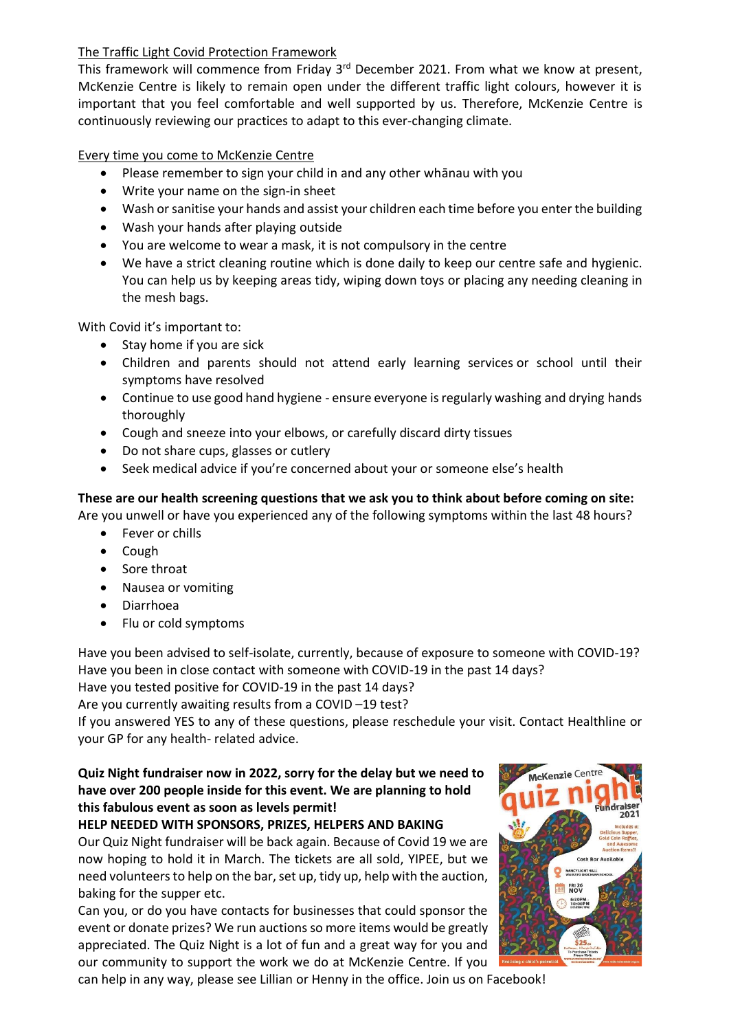The Traffic Light Covid Protection Framework

This framework will commence from Friday 3rd December 2021. From what we know at present, McKenzie Centre is likely to remain open under the different traffic light colours, however it is important that you feel comfortable and well supported by us. Therefore, McKenzie Centre is continuously reviewing our practices to adapt to this ever-changing climate.

Every time you come to McKenzie Centre

- Please remember to sign your child in and any other whānau with you
- Write your name on the sign-in sheet
- Wash or sanitise your hands and assist your children each time before you enter the building
- Wash your hands after playing outside
- You are welcome to wear a mask, it is not compulsory in the centre
- We have a strict cleaning routine which is done daily to keep our centre safe and hygienic. You can help us by keeping areas tidy, wiping down toys or placing any needing cleaning in the mesh bags.

With Covid it's important to:

- Stay home if you are sick
- Children and parents should not attend early learning services or school until their symptoms have resolved
- Continue to use good hand hygiene - ensure everyone is regularly washing and drying hands thoroughly
- Cough and sneeze into your elbows, or carefully discard dirty tissues
- Do not share cups, glasses or cutlery
- Seek medical advice if you're concerned about your or someone else's health

**These are our health screening questions that we ask you to think about before coming on site:**

Are you unwell or have you experienced any of the following symptoms within the last 48 hours?

- Fever or chills
- Cough
- Sore throat
- Nausea or vomiting
- Diarrhoea
- Flu or cold symptoms

Have you been advised to self-isolate, currently, because of exposure to someone with COVID-19?
Have you been in close contact with someone with COVID-19 in the past 14 days?
Have you tested positive for COVID-19 in the past 14 days?
Are you currently awaiting results from a COVID –19 test?
If you answered YES to any of these questions, please reschedule your visit. Contact Healthline or your GP for any health- related advice.

**Quiz Night fundraiser now in 2022, sorry for the delay but we need to have over 200 people inside for this event. We are planning to hold this fabulous event as soon as levels permit!**

**HELP NEEDED WITH SPONSORS, PRIZES, HELPERS AND BAKING**

Our Quiz Night fundraiser will be back again. Because of Covid 19 we are now hoping to hold it in March. The tickets are all sold, YIPEE, but we need volunteers to help on the bar, set up, tidy up, help with the auction, baking for the supper etc.

Can you, or do you have contacts for businesses that could sponsor the event or donate prizes? We run auctions so more items would be greatly appreciated. The Quiz Night is a lot of fun and a great way for you and our community to support the work we do at McKenzie Centre. If you can help in any way, please see Lillian or Henny in the office. Join us on Facebook!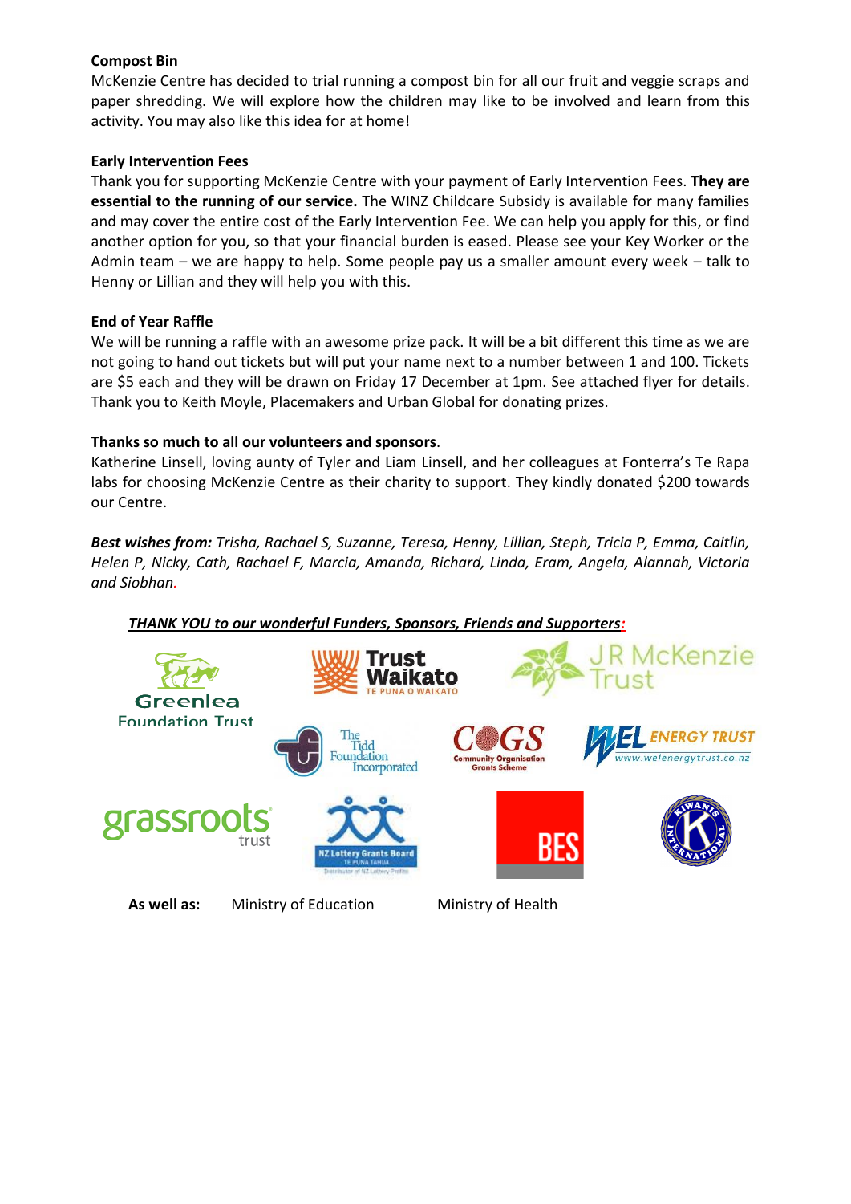**Compost Bin**

McKenzie Centre has decided to trial running a compost bin for all our fruit and veggie scraps and paper shredding. We will explore how the children may like to be involved and learn from this activity. You may also like this idea for at home!

**Early Intervention Fees**

Thank you for supporting McKenzie Centre with your payment of Early Intervention Fees. **They are essential to the running of our service.** The WINZ Childcare Subsidy is available for many families and may cover the entire cost of the Early Intervention Fee. We can help you apply for this, or find another option for you, so that your financial burden is eased. Please see your Key Worker or the Admin team – we are happy to help. Some people pay us a smaller amount every week – talk to Henny or Lillian and they will help you with this.

**End of Year Raffle**

We will be running a raffle with an awesome prize pack. It will be a bit different this time as we are not going to hand out tickets but will put your name next to a number between 1 and 100. Tickets are $5 each and they will be drawn on Friday 17 December at 1pm. See attached flyer for details. Thank you to Keith Moyle, Placemakers and Urban Global for donating prizes.

**Thanks so much to all our volunteers and sponsors**.

Katherine Linsell, loving aunty of Tyler and Liam Linsell, and her colleagues at Fonterra's Te Rapa labs for choosing McKenzie Centre as their charity to support. They kindly donated $200 towards our Centre.

***Best wishes from:*** *Trisha, Rachael S, Suzanne, Teresa, Henny, Lillian, Steph, Tricia P, Emma, Caitlin, Helen P, Nicky, Cath, Rachael F, Marcia, Amanda, Richard, Linda, Eram, Angela, Alannah, Victoria and Siobhan.*

***THANK YOU to our wonderful Funders, Sponsors, Friends and Supporters:***

Greenlea Foundation Trust

Trust Waikato
TE PUNA O WAIKATO

J R McKenzie Trust

The Tidd Foundation Incorporated

COGS
Community Organisation Grants Scheme

WEL ENERGY TRUST
www.welenergytrust.co.nz

grassroots trust

NZ Lottery Grants Board
TE PUNA TAHUA
Distributor of NZ Lottery Profits

BES

KIWANIS INTERNATIONAL

**As well as:** Ministry of Education Ministry of Health